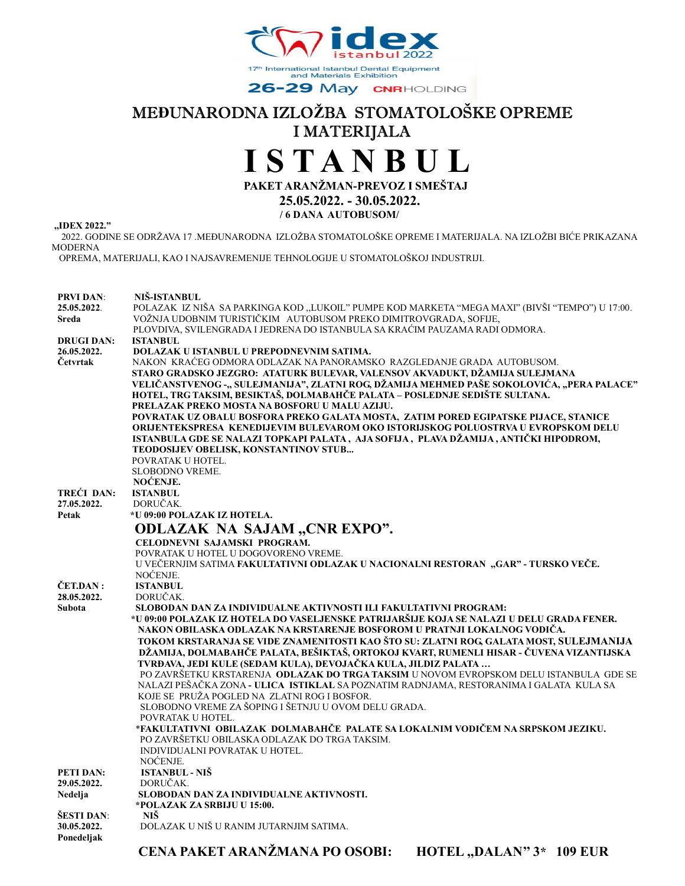idex istanbul 2022

17th International Istanbul Dental Equipment and Materials Exhibition

26-29 May CNR HOLDING

# MEĐUNARODNA IZLOŽBA STOMATOLOŠKE OPREME I MATERIJALA

# I S T A N B U L

**PAKET ARANŽMAN-PREVOZ I SMEŠTAJ**

**25.05.2022. - 30.05.2022.**

**/ 6 DANA AUTOBUSOM/**

**„IDEX 2022."**

2022. GODINE SE ODRŽAVA 17 .MEĐUNARODNA IZLOŽBA STOMATOLOŠKE OPREME I MATERIJALA. NA IZLOŽBI BIĆE PRIKAZANA MODERNA OPREMA, MATERIJALI, KAO I NAJSAVREMENIJE TEHNOLOGIJE U STOMATOLOŠKOJ INDUSTRIJI.

**PRVI DAN:** **NIŠ-ISTANBUL**
**25.05.2022.**
**Sreda**

POLAZAK IZ NIŠA SA PARKINGA KOD „LUKOIL" PUMPE KOD MARKETA "MEGA MAXI" (BIVŠI "TEMPO") U 17:00. VOŽNJA UDOBNIM TURISTIČKIM AUTOBUSOM PREKO DIMITROVGRADA, SOFIJE, PLOVDIVA, SVILENGRADA I JEDRENA DO ISTANBULA SA KRAĆIM PAUZAMA RADI ODMORA.

**DRUGI DAN:** **ISTANBUL**
**26.05.2022.**
**Četvrtak**

**DOLAZAK U ISTANBUL U PREPODNEVNIM SATIMA.**
NAKON KRAĆEG ODMORA ODLAZAK NA PANORAMSKO RAZGLEDANJE GRADA AUTOBUSOM.
**STARO GRADSKO JEZGRO: ATATURK BULEVAR, VALENSOV AKVADUKT, DŽAMIJA SULEJMANA VELIČANSTVENOG -„ SULEJMANIJA", ZLATNI ROG, DŽAMIJA MEHMED PAŠE SOKOLOVIĆA, „PERA PALACE" HOTEL, TRG TAKSIM, BESIKTAŠ, DOLMABAHČE PALATA – POSLEDNJE SEDIŠTE SULTANA.**
**PRELAZAK PREKO MOSTA NA BOSFORU U MALU AZIJU.**
**POVRATAK UZ OBALU BOSFORA PREKO GALATA MOSTA, ZATIM PORED EGIPATSKE PIJACE, STANICE ORIJENTEKSPRESA KENEDIJEVIM BULEVAROM OKO ISTORIJSKOG POLUOSTRVA U EVROPSKOM DELU ISTANBULA GDE SE NALAZI TOPKAPI PALATA , AJA SOFIJA , PLAVA DŽAMIJA , ANTIČKI HIPODROM, TEODOSIJEV OBELISK, KONSTANTINOV STUB...**
POVRATAK U HOTEL.
SLOBODNO VREME.
**NOĆENJE.**

**TREĆI DAN:** **ISTANBUL**
**27.05.2022.**
**Petak**

DORUČAK.
**\*U 09:00 POLAZAK IZ HOTELA.**

## ODLAZAK NA SAJAM „CNR EXPO".

**CELODNEVNI SAJAMSKI PROGRAM.**
POVRATAK U HOTEL U DOGOVORENO VREME.
U VEČERNJIM SATIMA **FAKULTATIVNI ODLAZAK U NACIONALNI RESTORAN „GAR" - TURSKO VEČE.**
NOĆENJE.

**ČET.DAN :** **ISTANBUL**
**28.05.2022.**
**Subota**

DORUČAK.
**SLOBODAN DAN ZA INDIVIDUALNE AKTIVNOSTI ILI FAKULTATIVNI PROGRAM:**
**\*U 09:00 POLAZAK IZ HOTELA DO VASELJENSKE PATRIJARŠIJE KOJA SE NALAZI U DELU GRADA FENER. NAKON OBILASKA ODLAZAK NA KRSTARENJE BOSFOROM U PRATNJI LOKALNOG VODIČA.**
**TOKOM KRSTARANJA SE VIDE ZNAMENITOSTI KAO ŠTO SU: ZLATNI ROG, GALATA MOST, SULEJMANIJA DŽAMIJA, DOLMABAHČE PALATA, BEŠIKTAŠ, ORTOKOJ KVART, RUMENLI HISAR - ČUVENA VIZANTIJSKA TVRĐAVA, JEDI KULE (SEDAM KULA), DEVOJAČKA KULA, JILDIZ PALATA …**
PO ZAVRŠETKU KRSTARENJA **ODLAZAK DO TRGA TAKSIM** U NOVOM EVROPSKOM DELU ISTANBULA GDE SE NALAZI PEŠAČKA ZONA **- ULICA ISTIKLAL** SA POZNATIM RADNJAMA, RESTORANIMA I GALATA KULA SA KOJE SE PRUŽA POGLED NA ZLATNI ROG I BOSFOR.
SLOBODNO VREME ZA ŠOPING I ŠETNJU U OVOM DELU GRADA.
POVRATAK U HOTEL.
\***FAKULTATIVNI OBILAZAK DOLMABAHČE PALATE SA LOKALNIM VODIČEM NA SRPSKOM JEZIKU.**
PO ZAVRŠETKU OBILASKA ODLAZAK DO TRGA TAKSIM.
INDIVIDUALNI POVRATAK U HOTEL.
NOĆENJE.

**PETI DAN:** **ISTANBUL - NIŠ**
**29.05.2022.**
**Nedelja**

DORUČAK.
**SLOBODAN DAN ZA INDIVIDUALNE AKTIVNOSTI.**
**\*POLAZAK ZA SRBIJU U 15:00.**

**ŠESTI DAN:** **NIŠ**
**30.05.2022.**
**Ponedeljak**

DOLAZAK U NIŠ U RANIM JUTARNJIM SATIMA.

**CENA PAKET ARANŽMANA PO OSOBI: HOTEL „DALAN" 3\* 109 EUR**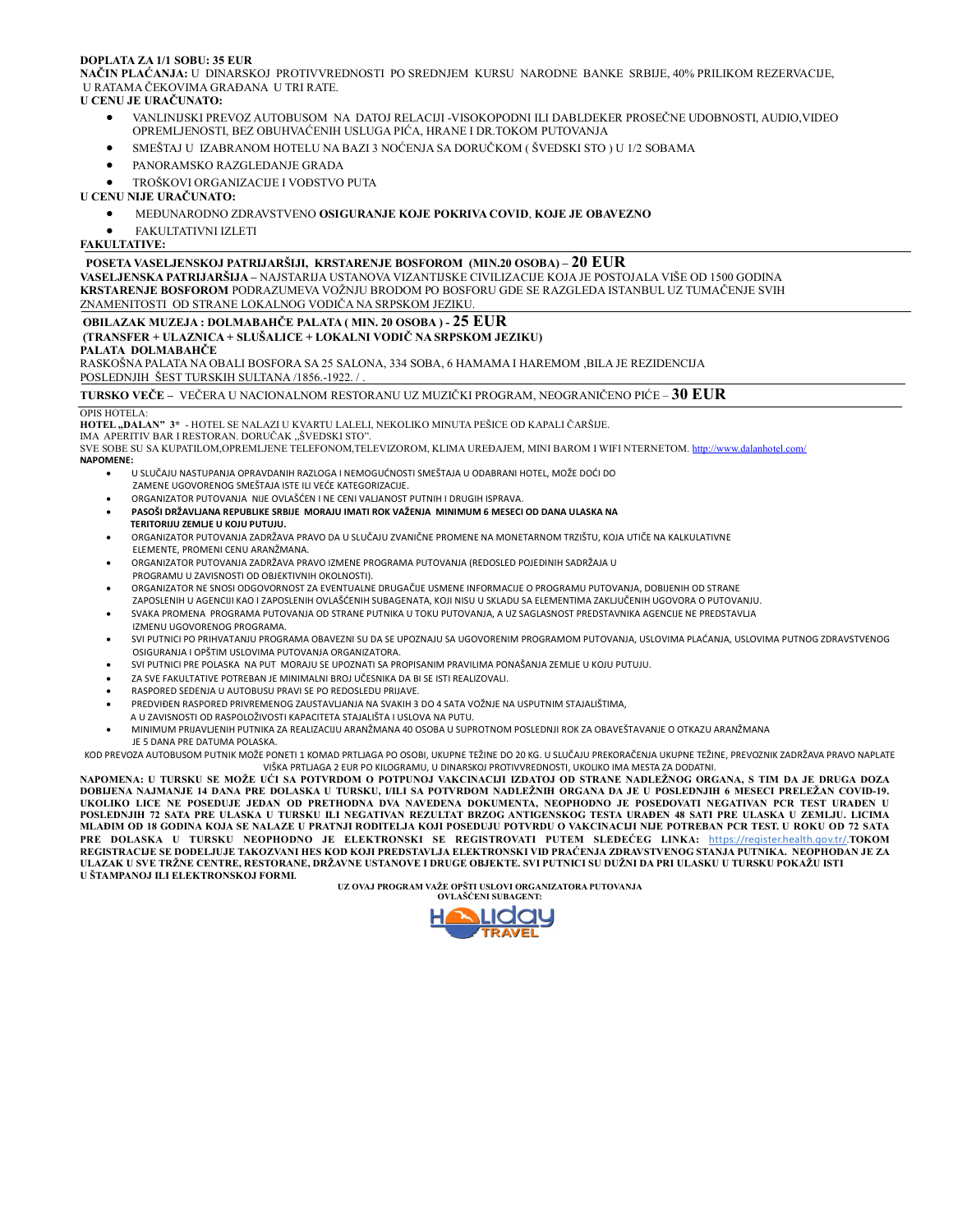**DOPLATA ZA 1/1 SOBU: 35 EUR**

**NAČIN PLAĆANJA:** U DINARSKOJ PROTIVVREDNOSTI PO SREDNJEM KURSU NARODNE BANKE SRBIJE, 40% PRILIKOM REZERVACIJE, U RATAMA ČEKOVIMA GRAĐANA U TRI RATE.

**U CENU JE URAČUNATO:**

- VANLINIJSKI PREVOZ AUTOBUSOM NA DATOJ RELACIJI -VISOKOPODNI ILI DABLDEKER PROSEČNE UDOBNOSTI, AUDIO,VIDEO OPREMLJENOSTI, BEZ OBUHVAĆENIH USLUGA PIĆA, HRANE I DR.TOKOM PUTOVANJA
- SMEŠTAJ U IZABRANOM HOTELU NA BAZI 3 NOĆENJA SA DORUČKOM ( ŠVEDSKI STO ) U 1/2 SOBAMA
- PANORAMSKO RAZGLEDANJE GRADA
- TROŠKOVI ORGANIZACIJE I VOĐSTVO PUTA

**U CENU NIJE URAČUNATO:**

- MEĐUNARODNO ZDRAVSTVENO **OSIGURANJE KOJE POKRIVA COVID**, **KOJE JE OBAVEZNO**
- FAKULTATIVNI IZLETI

**FAKULTATIVE:**

**POSETA VASELJENSKOJ PATRIJARŠIJI, KRSTARENJE BOSFOROM (MIN.20 OSOBA) – 20 EUR**

**VASELJENSKA PATRIJARŠIJA** – NAJSTARIJA USTANOVA VIZANTIJSKE CIVILIZACIJE KOJA JE POSTOJALA VIŠE OD 1500 GODINA
**KRSTARENJE BOSFOROM** PODRAZUMEVA VOŽNJU BRODOM PO BOSFORU GDE SE RAZGLEDA ISTANBUL UZ TUMAČENJE SVIH ZNAMENITOSTI OD STRANE LOKALNOG VODIČA NA SRPSKOM JEZIKU.

**OBILAZAK MUZEJA : DOLMABAHČE PALATA ( MIN. 20 OSOBA ) - 25 EUR**
**(TRANSFER + ULAZNICA + SLUŠALICE + LOKALNI VODIČ NA SRPSKOM JEZIKU)**

**PALATA DOLMABAHČE**
RASKOŠNA PALATA NA OBALI BOSFORA SA 25 SALONA, 334 SOBA, 6 HAMAMA I HAREMOM ,BILA JE REZIDENCIJA POSLEDNJIH ŠEST TURSKIH SULTANA /1856.-1922. / .

**TURSKO VEČE** – VEČERA U NACIONALNOM RESTORANU UZ MUZIČKI PROGRAM, NEOGRANIČENO PIĆE – **30 EUR**

OPIS HOTELA:
**HOTEL „DALAN" 3\*** - HOTEL SE NALAZI U KVARTU LALELI, NEKOLIKO MINUTA PEŠICE OD KAPALI ČARŠIJE.
IMA APERITIV BAR I RESTORAN. DORUČAK „ŠVEDSKI STO".
SVE SOBE SU SA KUPATILOM,OPREMLJENE TELEFONOM,TELEVIZOROM, KLIMA UREĐAJEM, MINI BAROM I WIFI NTERNETOM. http://www.dalanhotel.com/

**NAPOMENE:**

- U SLUČAJU NASTUPANJA OPRAVDANIH RAZLOGA I NEMOGUĆNOSTI SMEŠTAJA U ODABRANI HOTEL, MOŽE DOĆI DO ZAMENE UGOVORENOG SMEŠTAJA ISTE ILI VEĆE KATEGORIZACIJE.
- ORGANIZATOR PUTOVANJA NIJE OVLAŠĆEN I NE CENI VALJANOST PUTNIH I DRUGIH ISPRAVA.
- **PASOŠI DRŽAVLJANA REPUBLIKE SRBIJE MORAJU IMATI ROK VAŽENJA MINIMUM 6 MESECI OD DANA ULASKA NA TERITORIJU ZEMLJE U KOJU PUTUJU.**
- ORGANIZATOR PUTOVANJA ZADRŽAVA PRAVO DA U SLUČAJU ZVANIČNE PROMENE NA MONETARNOM TRZIŠTU, KOJA UTIČE NA KALKULATIVNE ELEMENTE, PROMENI CENU ARANŽMANA.
- ORGANIZATOR PUTOVANJA ZADRŽAVA PRAVO IZMENE PROGRAMA PUTOVANJA (REDOSLED POJEDINIH SADRŽAJA U PROGRAMU U ZAVISNOSTI OD OBJEKTIVNIH OKOLNOSTI).
- ORGANIZATOR NE SNOSI ODGOVORNOST ZA EVENTUALNE DRUGAČIJE USMENE INFORMACIJE O PROGRAMU PUTOVANJA, DOBIJENIH OD STRANE ZAPOSLENIH U AGENCIJI KAO I ZAPOSLENIH OVLAŠĆENIH SUBAGENATA, KOJI NISU U SKLADU SA ELEMENTIMA ZAKLJUČENIH UGOVORA O PUTOVANJU.
- SVAKA PROMENA PROGRAMA PUTOVANJA OD STRANE PUTNIKA U TOKU PUTOVANJA, A UZ SAGLASNOST PREDSTAVNIKA AGENCIJE NE PREDSTAVLJA IZMENU UGOVORENOG PROGRAMA.
- SVI PUTNICI PO PRIHVATANJU PROGRAMA OBAVEZNI SU DA SE UPOZNAJU SA UGOVORENIM PROGRAMOM PUTOVANJA, USLOVIMA PLAĆANJA, USLOVIMA PUTNOG ZDRAVSTVENOG OSIGURANJA I OPŠTIM USLOVIMA PUTOVANJA ORGANIZATORA.
- SVI PUTNICI PRE POLASKA NA PUT MORAJU SE UPOZNATI SA PROPISANIM PRAVILIMA PONAŠANJA ZEMLJE U KOJU PUTUJU.
- ZA SVE FAKULTATIVE POTREBAN JE MINIMALNI BROJ UČESNIKA DA BI SE ISTI REALIZOVALI.
- RASPORED SEDENJA U AUTOBUSU PRAVI SE PO REDOSLEDU PRIJAVE.
- PREDVIĐEN RASPORED PRIVREMENOG ZAUSTAVLJANJA NA SVAKIH 3 DO 4 SATA VOŽNJE NA USPUTNIM STAJALIŠTIMA, A U ZAVISNOSTI OD RASPOLOŽIVOSTI KAPACITETA STAJALIŠTA I USLOVA NA PUTU.
- MINIMUM PRIJAVLJENIH PUTNIKA ZA REALIZACIJU ARANŽMANA 40 OSOBA U SUPROTNOM POSLEDNJI ROK ZA OBAVEŠTAVANJE O OTKAZU ARANŽMANA JE 5 DANA PRE DATUMA POLASKA.

KOD PREVOZA AUTOBUSOM PUTNIK MOŽE PONETI 1 KOMAD PRTLJAGA PO OSOBI, UKUPNE TEŽINE DO 20 KG. U SLUČAJU PREKORAČENJA UKUPNE TEŽINE, PREVOZNIK ZADRŽAVA PRAVO NAPLATE VIŠKA PRTLJAGA 2 EUR PO KILOGRAMU, U DINARSKOJ PROTIVVREDNOSTI, UKOLIKO IMA MESTA ZA DODATNI.

**NAPOMENA: U TURSKU SE MOŽE UĆI SA POTVRDOM O POTPUNOJ VAKCINACIJI IZDATOJ OD STRANE NADLEŽNOG ORGANA, S TIM DA JE DRUGA DOZA DOBIJENA NAJMANJE 14 DANA PRE DOLASKA U TURSKU, I/ILI SA POTVRDOM NADLEŽNIH ORGANA DA JE U POSLEDNJIH 6 MESECI PRELEŽAN COVID-19. UKOLIKO LICE NE POSEDUJE JEDAN OD PRETHODNA DVA NAVEDENA DOKUMENTA, NEOPHODNO JE POSEDOVATI NEGATIVAN PCR TEST URAĐEN U POSLEDNJIH 72 SATA PRE ULASKA U TURSKU ILI NEGATIVAN REZULTAT BRZOG ANTIGENSKOG TESTA URAĐEN 48 SATI PRE ULASKA U ZEMLJU. LICIMA MLAĐIM OD 18 GODINA KOJA SE NALAZE U PRATNJI RODITELJA KOJI POSEDUJU POTVRDU O VAKCINACIJI NIJE POTREBAN PCR TEST. U ROKU OD 72 SATA PRE DOLASKA U TURSKU NEOPHODNO JE ELEKTRONSKI SE REGISTROVATI PUTEM SLEDEĆEG LINKA:** https://register.health.gov.tr/.**TOKOM REGISTRACIJE SE DODELJUJE TAKOZVANI HES KOD KOJI PREDSTAVLJA ELEKTRONSKI VID PRAĆENJA ZDRAVSTVENOG STANJA PUTNIKA. NEOPHODAN JE ZA ULAZAK U SVE TRŽNE CENTRE, RESTORANE, DRŽAVNE USTANOVE I DRUGE OBJEKTE. SVI PUTNICI SU DUŽNI DA PRI ULASKU U TURSKU POKAŽU ISTI U ŠTAMPANOJ ILI ELEKTRONSKOJ FORMI.**

**UZ OVAJ PROGRAM VAŽE OPŠTI USLOVI ORGANIZATORA PUTOVANJA**
**OVLAŠĆENI SUBAGENT:**

HOLIDAY TRAVEL